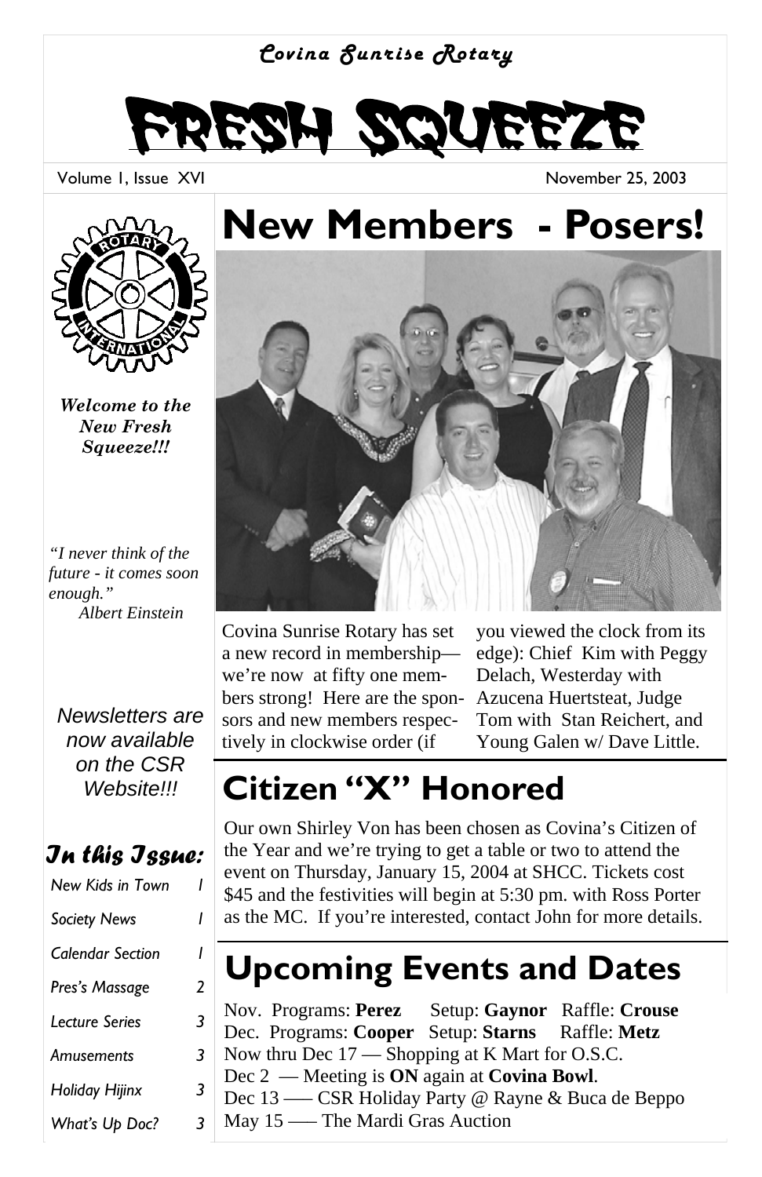*Covina Sunrise Rotary*

# FRESH SQUEEZE

Volume 1, Issue XVI — November 25, 2003

*Welcome to the New Fresh Squeeze!!!*

*"I never think of the future - it comes soon enough."*
*Albert Einstein*

*Newsletters are now available on the CSR Website!!!*

### In this Issue:

| | |
|---|---|
| New Kids in Town | 1 |
| Society News | 1 |
| Calendar Section | 1 |
| Pres's Massage | 2 |
| Lecture Series | 3 |
| Amusements | 3 |
| Holiday Hijinx | 3 |
| What's Up Doc? | 3 |

## New Members - Posers!

Covina Sunrise Rotary has set a new record in membership—we're now at fifty one members strong! Here are the sponsors and new members respectively in clockwise order (if you viewed the clock from its edge): Chief Kim with Peggy Delach, Westerday with Azucena Huertsteat, Judge Tom with Stan Reichert, and Young Galen w/ Dave Little.

## Citizen "X" Honored

Our own Shirley Von has been chosen as Covina's Citizen of the Year and we're trying to get a table or two to attend the event on Thursday, January 15, 2004 at SHCC. Tickets cost $45 and the festivities will begin at 5:30 pm. with Ross Porter as the MC. If you're interested, contact John for more details.

## Upcoming Events and Dates

Nov. Programs: **Perez** Setup: **Gaynor** Raffle: **Crouse**
Dec. Programs: **Cooper** Setup: **Starns** Raffle: **Metz**
Now thru Dec 17 — Shopping at K Mart for O.S.C.
Dec 2 — Meeting is **ON** again at **Covina Bowl**.
Dec 13 —– CSR Holiday Party @ Rayne & Buca de Beppo
May 15 —– The Mardi Gras Auction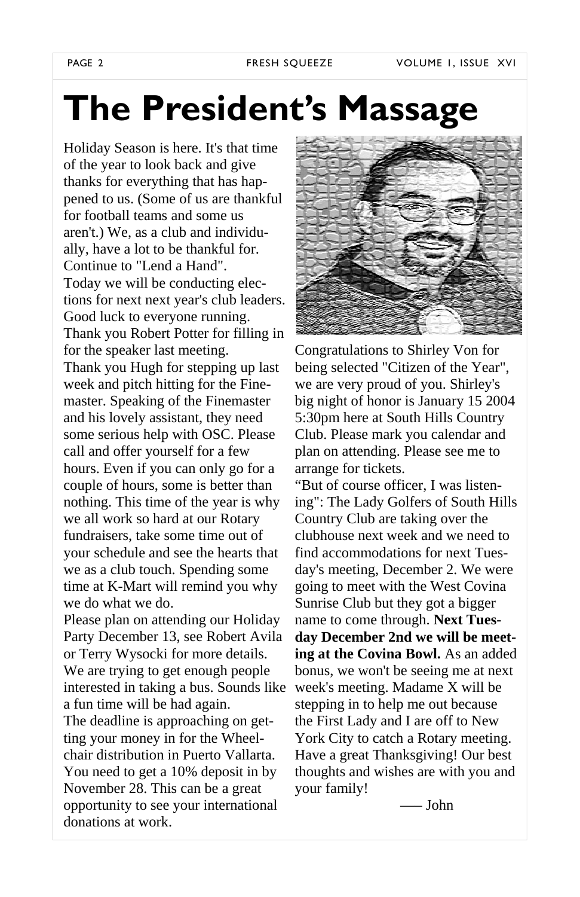# The President's Massage

Holiday Season is here. It's that time of the year to look back and give thanks for everything that has happened to us. (Some of us are thankful for football teams and some us aren't.) We, as a club and individually, have a lot to be thankful for. Continue to "Lend a Hand".

Today we will be conducting elections for next next year's club leaders. Good luck to everyone running.

Thank you Robert Potter for filling in for the speaker last meeting.

Thank you Hugh for stepping up last week and pitch hitting for the Finemaster. Speaking of the Finemaster and his lovely assistant, they need some serious help with OSC. Please call and offer yourself for a few hours. Even if you can only go for a couple of hours, some is better than nothing. This time of the year is why we all work so hard at our Rotary fundraisers, take some time out of your schedule and see the hearts that we as a club touch. Spending some time at K-Mart will remind you why we do what we do.

Please plan on attending our Holiday Party December 13, see Robert Avila or Terry Wysocki for more details. We are trying to get enough people interested in taking a bus. Sounds like a fun time will be had again.

The deadline is approaching on getting your money in for the Wheelchair distribution in Puerto Vallarta. You need to get a 10% deposit in by November 28. This can be a great opportunity to see your international donations at work.

Congratulations to Shirley Von for being selected "Citizen of the Year", we are very proud of you. Shirley's big night of honor is January 15 2004 5:30pm here at South Hills Country Club. Please mark you calendar and plan on attending. Please see me to arrange for tickets.

"But of course officer, I was listening": The Lady Golfers of South Hills Country Club are taking over the clubhouse next week and we need to find accommodations for next Tuesday's meeting, December 2. We were going to meet with the West Covina Sunrise Club but they got a bigger name to come through. **Next Tuesday December 2nd we will be meeting at the Covina Bowl.** As an added bonus, we won't be seeing me at next week's meeting. Madame X will be stepping in to help me out because the First Lady and I are off to New York City to catch a Rotary meeting. Have a great Thanksgiving! Our best thoughts and wishes are with you and your family!

—— John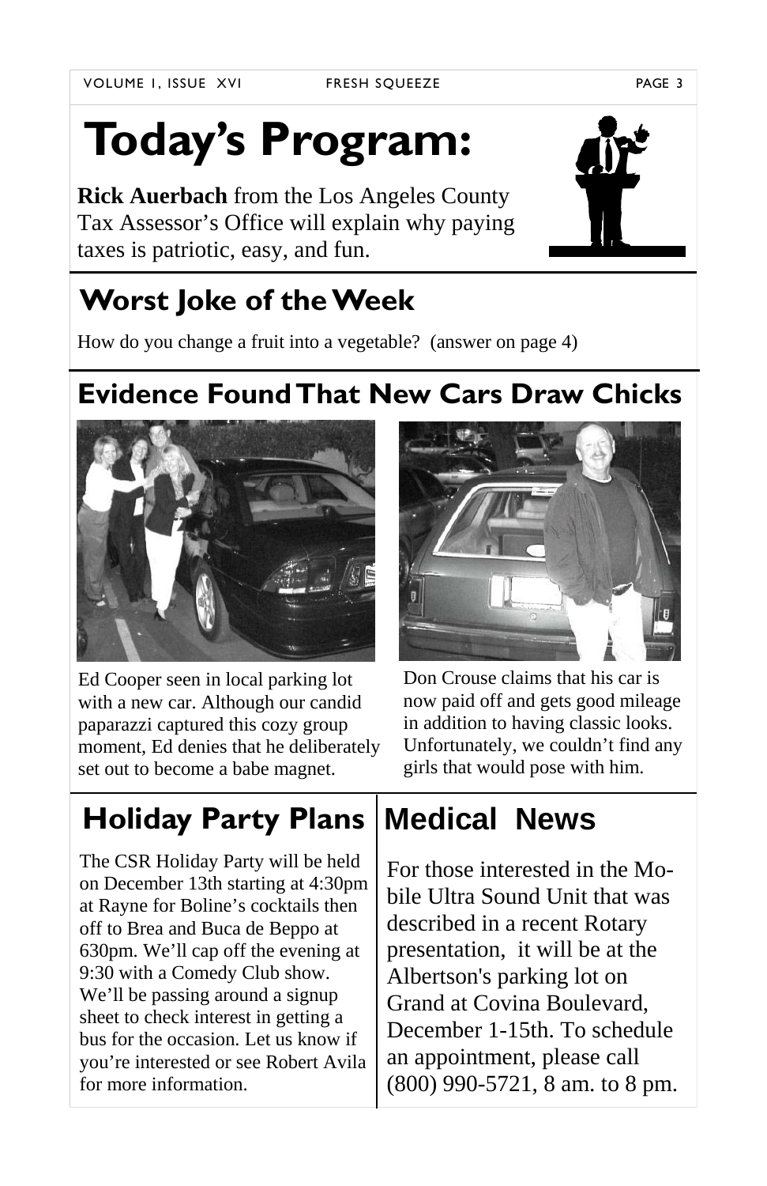# Today's Program:

**Rick Auerbach** from the Los Angeles County Tax Assessor's Office will explain why paying taxes is patriotic, easy, and fun.

## Worst Joke of the Week

How do you change a fruit into a vegetable? (answer on page 4)

## Evidence Found That New Cars Draw Chicks

Ed Cooper seen in local parking lot with a new car. Although our candid paparazzi captured this cozy group moment, Ed denies that he deliberately set out to become a babe magnet.

Don Crouse claims that his car is now paid off and gets good mileage in addition to having classic looks. Unfortunately, we couldn't find any girls that would pose with him.

## Holiday Party Plans

The CSR Holiday Party will be held on December 13th starting at 4:30pm at Rayne for Boline's cocktails then off to Brea and Buca de Beppo at 630pm. We'll cap off the evening at 9:30 with a Comedy Club show. We'll be passing around a signup sheet to check interest in getting a bus for the occasion. Let us know if you're interested or see Robert Avila for more information.

## Medical News

For those interested in the Mobile Ultra Sound Unit that was described in a recent Rotary presentation, it will be at the Albertson's parking lot on Grand at Covina Boulevard, December 1-15th. To schedule an appointment, please call (800) 990-5721, 8 am. to 8 pm.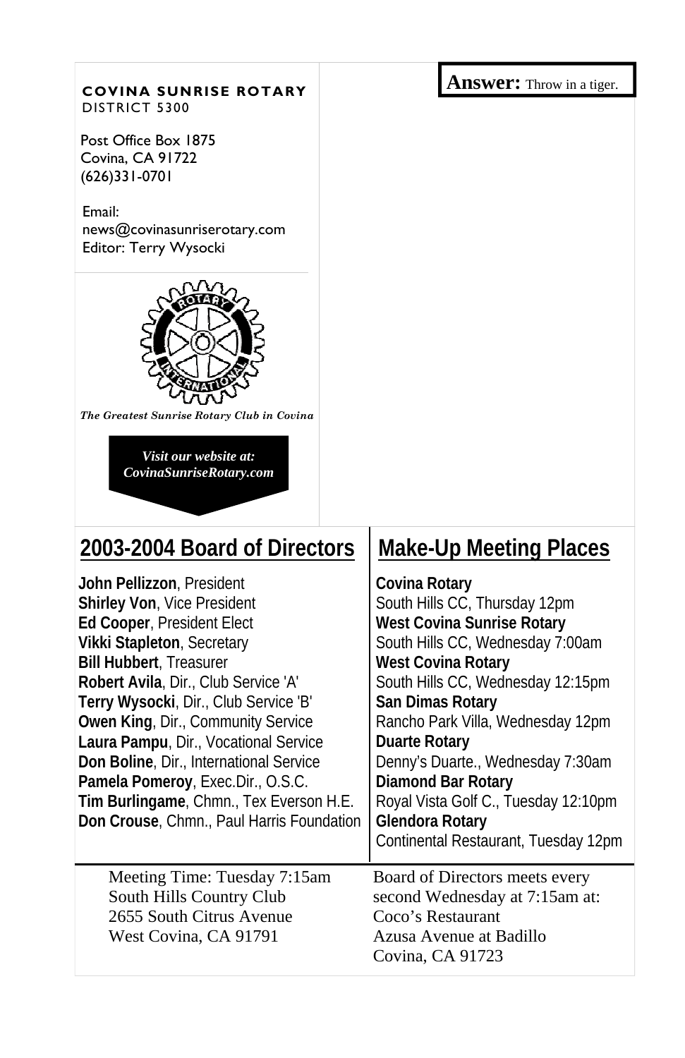**Answer:** Throw in a tiger.

**COVINA SUNRISE ROTARY**
DISTRICT 5300

Post Office Box 1875
Covina, CA 91722
(626)331-0701

Email:
news@covinasunriserotary.com
Editor: Terry Wysocki

*The Greatest Sunrise Rotary Club in Covina*

***Visit our website at: CovinaSunriseRotary.com***

## 2003-2004 Board of Directors

**John Pellizzon**, President
**Shirley Von**, Vice President
**Ed Cooper**, President Elect
**Vikki Stapleton**, Secretary
**Bill Hubbert**, Treasurer
**Robert Avila**, Dir., Club Service 'A'
**Terry Wysocki**, Dir., Club Service 'B'
**Owen King**, Dir., Community Service
**Laura Pampu**, Dir., Vocational Service
**Don Boline**, Dir., International Service
**Pamela Pomeroy**, Exec.Dir., O.S.C.
**Tim Burlingame**, Chmn., Tex Everson H.E.
**Don Crouse**, Chmn., Paul Harris Foundation

## Make-Up Meeting Places

**Covina Rotary**
South Hills CC, Thursday 12pm
**West Covina Sunrise Rotary**
South Hills CC, Wednesday 7:00am
**West Covina Rotary**
South Hills CC, Wednesday 12:15pm
**San Dimas Rotary**
Rancho Park Villa, Wednesday 12pm
**Duarte Rotary**
Denny's Duarte., Wednesday 7:30am
**Diamond Bar Rotary**
Royal Vista Golf C., Tuesday 12:10pm
**Glendora Rotary**
Continental Restaurant, Tuesday 12pm

Meeting Time: Tuesday 7:15am
South Hills Country Club
2655 South Citrus Avenue
West Covina, CA 91791

Board of Directors meets every second Wednesday at 7:15am at:
Coco's Restaurant
Azusa Avenue at Badillo
Covina, CA 91723